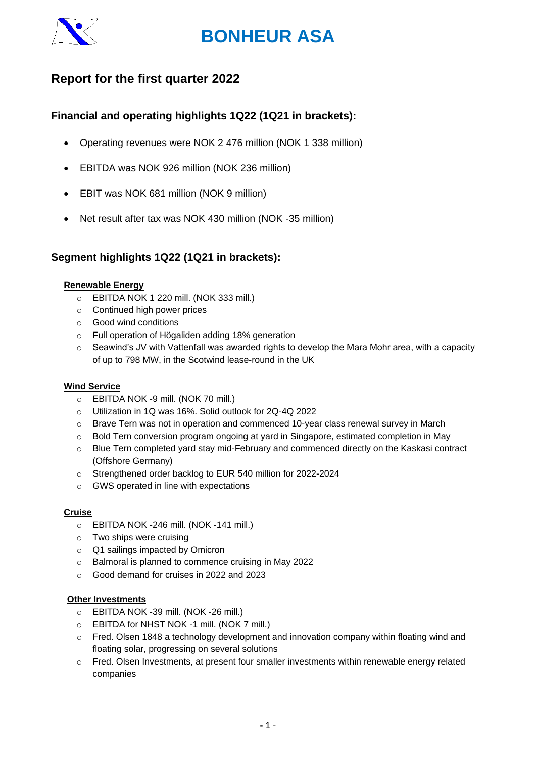# BONHEUR ASA

## Report for the first quarter 2022

### Financial and operating highlights 1Q22 (1Q21 in brackets):

- Operating revenues were NOK 2 476 million (NOK 1 338 million)
- EBITDA was NOK 926 million (NOK 236 million)
- EBIT was NOK 681 million (NOK 9 million)
- Net result after tax was NOK 430 million (NOK -35 million)

### Segment highlights 1Q22 (1Q21 in brackets):

**Renewable Energy**

- EBITDA NOK 1 220 mill. (NOK 333 mill.)
- Continued high power prices
- Good wind conditions
- Full operation of Högaliden adding 18% generation
- Seawind's JV with Vattenfall was awarded rights to develop the Mara Mohr area, with a capacity of up to 798 MW, in the Scotwind lease-round in the UK

**Wind Service**

- EBITDA NOK -9 mill. (NOK 70 mill.)
- Utilization in 1Q was 16%. Solid outlook for 2Q-4Q 2022
- Brave Tern was not in operation and commenced 10-year class renewal survey in March
- Bold Tern conversion program ongoing at yard in Singapore, estimated completion in May
- Blue Tern completed yard stay mid-February and commenced directly on the Kaskasi contract (Offshore Germany)
- Strengthened order backlog to EUR 540 million for 2022-2024
- GWS operated in line with expectations

**Cruise**

- EBITDA NOK -246 mill. (NOK -141 mill.)
- Two ships were cruising
- Q1 sailings impacted by Omicron
- Balmoral is planned to commence cruising in May 2022
- Good demand for cruises in 2022 and 2023

**Other Investments**

- EBITDA NOK -39 mill. (NOK -26 mill.)
- EBITDA for NHST NOK -1 mill. (NOK 7 mill.)
- Fred. Olsen 1848 a technology development and innovation company within floating wind and floating solar, progressing on several solutions
- Fred. Olsen Investments, at present four smaller investments within renewable energy related companies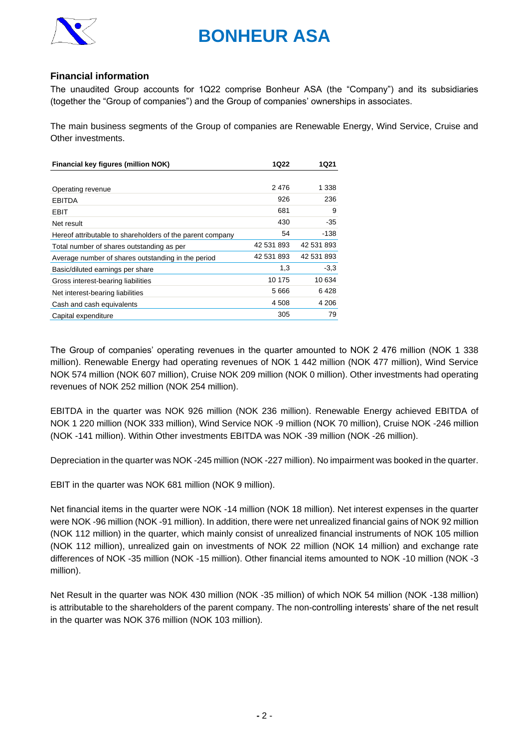## Financial information

The unaudited Group accounts for 1Q22 comprise Bonheur ASA (the "Company") and its subsidiaries (together the "Group of companies") and the Group of companies' ownerships in associates.

The main business segments of the Group of companies are Renewable Energy, Wind Service, Cruise and Other investments.

| Financial key figures (million NOK) | 1Q22 | 1Q21 |
|---|---|---|
| Operating revenue | 2 476 | 1 338 |
| EBITDA | 926 | 236 |
| EBIT | 681 | 9 |
| Net result | 430 | -35 |
| Hereof attributable to shareholders of the parent company | 54 | -138 |
| Total number of shares outstanding as per | 42 531 893 | 42 531 893 |
| Average number of shares outstanding in the period | 42 531 893 | 42 531 893 |
| Basic/diluted earnings per share | 1,3 | -3,3 |
| Gross interest-bearing liabilities | 10 175 | 10 634 |
| Net interest-bearing liabilities | 5 666 | 6 428 |
| Cash and cash equivalents | 4 508 | 4 206 |
| Capital expenditure | 305 | 79 |

The Group of companies' operating revenues in the quarter amounted to NOK 2 476 million (NOK 1 338 million). Renewable Energy had operating revenues of NOK 1 442 million (NOK 477 million), Wind Service NOK 574 million (NOK 607 million), Cruise NOK 209 million (NOK 0 million). Other investments had operating revenues of NOK 252 million (NOK 254 million).

EBITDA in the quarter was NOK 926 million (NOK 236 million). Renewable Energy achieved EBITDA of NOK 1 220 million (NOK 333 million), Wind Service NOK -9 million (NOK 70 million), Cruise NOK -246 million (NOK -141 million). Within Other investments EBITDA was NOK -39 million (NOK -26 million).

Depreciation in the quarter was NOK -245 million (NOK -227 million). No impairment was booked in the quarter.

EBIT in the quarter was NOK 681 million (NOK 9 million).

Net financial items in the quarter were NOK -14 million (NOK 18 million). Net interest expenses in the quarter were NOK -96 million (NOK -91 million). In addition, there were net unrealized financial gains of NOK 92 million (NOK 112 million) in the quarter, which mainly consist of unrealized financial instruments of NOK 105 million (NOK 112 million), unrealized gain on investments of NOK 22 million (NOK 14 million) and exchange rate differences of NOK -35 million (NOK -15 million). Other financial items amounted to NOK -10 million (NOK -3 million).

Net Result in the quarter was NOK 430 million (NOK -35 million) of which NOK 54 million (NOK -138 million) is attributable to the shareholders of the parent company. The non-controlling interests' share of the net result in the quarter was NOK 376 million (NOK 103 million).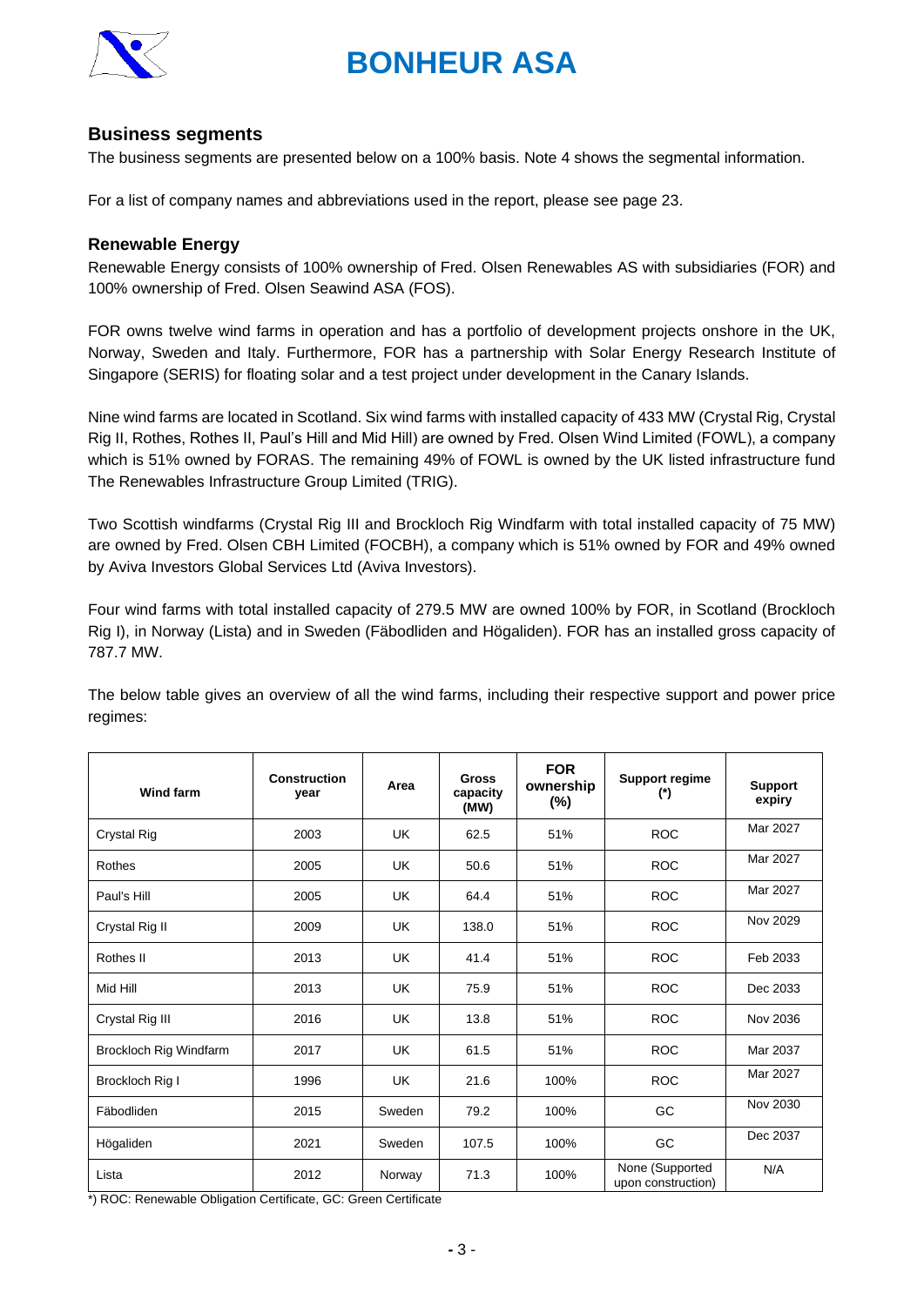# BONHEUR ASA

## Business segments

The business segments are presented below on a 100% basis. Note 4 shows the segmental information.

For a list of company names and abbreviations used in the report, please see page 23.

### Renewable Energy

Renewable Energy consists of 100% ownership of Fred. Olsen Renewables AS with subsidiaries (FOR) and 100% ownership of Fred. Olsen Seawind ASA (FOS).

FOR owns twelve wind farms in operation and has a portfolio of development projects onshore in the UK, Norway, Sweden and Italy. Furthermore, FOR has a partnership with Solar Energy Research Institute of Singapore (SERIS) for floating solar and a test project under development in the Canary Islands.

Nine wind farms are located in Scotland. Six wind farms with installed capacity of 433 MW (Crystal Rig, Crystal Rig II, Rothes, Rothes II, Paul's Hill and Mid Hill) are owned by Fred. Olsen Wind Limited (FOWL), a company which is 51% owned by FORAS. The remaining 49% of FOWL is owned by the UK listed infrastructure fund The Renewables Infrastructure Group Limited (TRIG).

Two Scottish windfarms (Crystal Rig III and Brockloch Rig Windfarm with total installed capacity of 75 MW) are owned by Fred. Olsen CBH Limited (FOCBH), a company which is 51% owned by FOR and 49% owned by Aviva Investors Global Services Ltd (Aviva Investors).

Four wind farms with total installed capacity of 279.5 MW are owned 100% by FOR, in Scotland (Brockloch Rig I), in Norway (Lista) and in Sweden (Fäbodliden and Högaliden). FOR has an installed gross capacity of 787.7 MW.

The below table gives an overview of all the wind farms, including their respective support and power price regimes:

| Wind farm | Construction year | Area | Gross capacity (MW) | FOR ownership (%) | Support regime (*) | Support expiry |
|---|---|---|---|---|---|---|
| Crystal Rig | 2003 | UK | 62.5 | 51% | ROC | Mar 2027 |
| Rothes | 2005 | UK | 50.6 | 51% | ROC | Mar 2027 |
| Paul's Hill | 2005 | UK | 64.4 | 51% | ROC | Mar 2027 |
| Crystal Rig II | 2009 | UK | 138.0 | 51% | ROC | Nov 2029 |
| Rothes II | 2013 | UK | 41.4 | 51% | ROC | Feb 2033 |
| Mid Hill | 2013 | UK | 75.9 | 51% | ROC | Dec 2033 |
| Crystal Rig III | 2016 | UK | 13.8 | 51% | ROC | Nov 2036 |
| Brockloch Rig Windfarm | 2017 | UK | 61.5 | 51% | ROC | Mar 2037 |
| Brockloch Rig I | 1996 | UK | 21.6 | 100% | ROC | Mar 2027 |
| Fäbodliden | 2015 | Sweden | 79.2 | 100% | GC | Nov 2030 |
| Högaliden | 2021 | Sweden | 107.5 | 100% | GC | Dec 2037 |
| Lista | 2012 | Norway | 71.3 | 100% | None (Supported upon construction) | N/A |

*) ROC: Renewable Obligation Certificate, GC: Green Certificate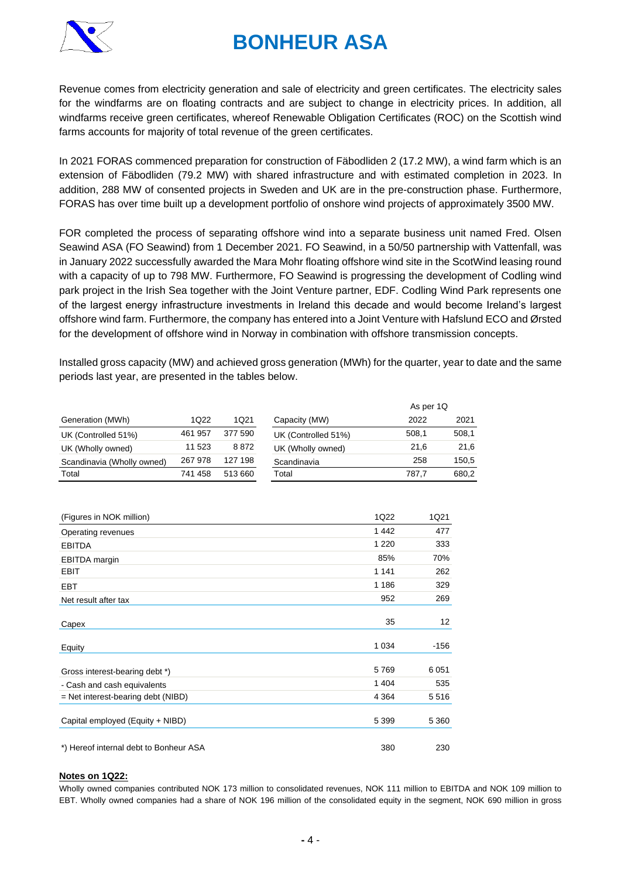Revenue comes from electricity generation and sale of electricity and green certificates. The electricity sales for the windfarms are on floating contracts and are subject to change in electricity prices. In addition, all windfarms receive green certificates, whereof Renewable Obligation Certificates (ROC) on the Scottish wind farms accounts for majority of total revenue of the green certificates.

In 2021 FORAS commenced preparation for construction of Fäbodliden 2 (17.2 MW), a wind farm which is an extension of Fäbodliden (79.2 MW) with shared infrastructure and with estimated completion in 2023. In addition, 288 MW of consented projects in Sweden and UK are in the pre-construction phase. Furthermore, FORAS has over time built up a development portfolio of onshore wind projects of approximately 3500 MW.

FOR completed the process of separating offshore wind into a separate business unit named Fred. Olsen Seawind ASA (FO Seawind) from 1 December 2021. FO Seawind, in a 50/50 partnership with Vattenfall, was in January 2022 successfully awarded the Mara Mohr floating offshore wind site in the ScotWind leasing round with a capacity of up to 798 MW. Furthermore, FO Seawind is progressing the development of Codling wind park project in the Irish Sea together with the Joint Venture partner, EDF. Codling Wind Park represents one of the largest energy infrastructure investments in Ireland this decade and would become Ireland's largest offshore wind farm. Furthermore, the company has entered into a Joint Venture with Hafslund ECO and Ørsted for the development of offshore wind in Norway in combination with offshore transmission concepts.

Installed gross capacity (MW) and achieved gross generation (MWh) for the quarter, year to date and the same periods last year, are presented in the tables below.

| Generation (MWh) | 1Q22 | 1Q21 |
|---|---|---|
| UK (Controlled 51%) | 461 957 | 377 590 |
| UK (Wholly owned) | 11 523 | 8 872 |
| Scandinavia (Wholly owned) | 267 978 | 127 198 |
| Total | 741 458 | 513 660 |

| | As per 1Q | |
|---|---|---|
| Capacity (MW) | 2022 | 2021 |
| UK (Controlled 51%) | 508,1 | 508,1 |
| UK (Wholly owned) | 21,6 | 21,6 |
| Scandinavia | 258 | 150,5 |
| Total | 787,7 | 680,2 |

| (Figures in NOK million) | 1Q22 | 1Q21 |
|---|---|---|
| Operating revenues | 1 442 | 477 |
| EBITDA | 1 220 | 333 |
| EBITDA margin | 85% | 70% |
| EBIT | 1 141 | 262 |
| EBT | 1 186 | 329 |
| Net result after tax | 952 | 269 |
| Capex | 35 | 12 |
| Equity | 1 034 | -156 |
| Gross interest-bearing debt *) | 5 769 | 6 051 |
| - Cash and cash equivalents | 1 404 | 535 |
| = Net interest-bearing debt (NIBD) | 4 364 | 5 516 |
| Capital employed (Equity + NIBD) | 5 399 | 5 360 |
| *) Hereof internal debt to Bonheur ASA | 380 | 230 |

**Notes on 1Q22:**

Wholly owned companies contributed NOK 173 million to consolidated revenues, NOK 111 million to EBITDA and NOK 109 million to EBT. Wholly owned companies had a share of NOK 196 million of the consolidated equity in the segment, NOK 690 million in gross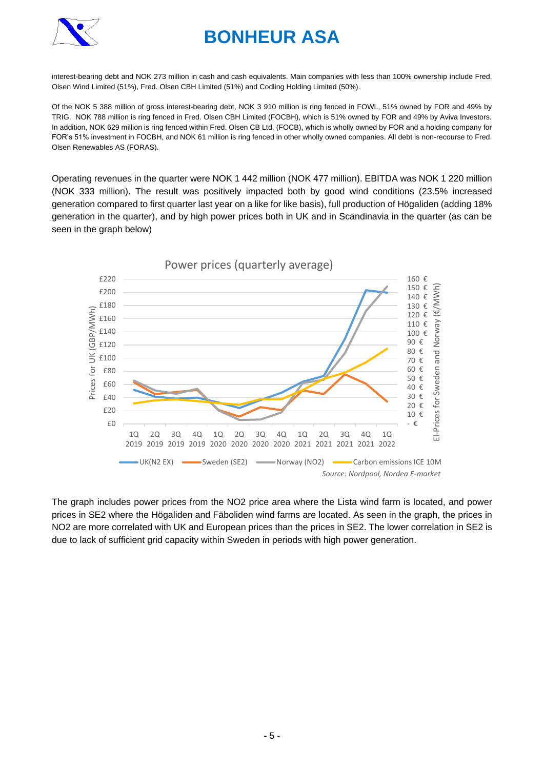interest-bearing debt and NOK 273 million in cash and cash equivalents. Main companies with less than 100% ownership include Fred. Olsen Wind Limited (51%), Fred. Olsen CBH Limited (51%) and Codling Holding Limited (50%).

Of the NOK 5 388 million of gross interest-bearing debt, NOK 3 910 million is ring fenced in FOWL, 51% owned by FOR and 49% by TRIG. NOK 788 million is ring fenced in Fred. Olsen CBH Limited (FOCBH), which is 51% owned by FOR and 49% by Aviva Investors. In addition, NOK 629 million is ring fenced within Fred. Olsen CB Ltd. (FOCB), which is wholly owned by FOR and a holding company for FOR's 51% investment in FOCBH, and NOK 61 million is ring fenced in other wholly owned companies. All debt is non-recourse to Fred. Olsen Renewables AS (FORAS).

Operating revenues in the quarter were NOK 1 442 million (NOK 477 million). EBITDA was NOK 1 220 million (NOK 333 million). The result was positively impacted both by good wind conditions (23.5% increased generation compared to first quarter last year on a like for like basis), full production of Högaliden (adding 18% generation in the quarter), and by high power prices both in UK and in Scandinavia in the quarter (as can be seen in the graph below)

Power prices (quarterly average)

*Source: Nordpool, Nordea E-market*

The graph includes power prices from the NO2 price area where the Lista wind farm is located, and power prices in SE2 where the Högaliden and Fäboliden wind farms are located. As seen in the graph, the prices in NO2 are more correlated with UK and European prices than the prices in SE2. The lower correlation in SE2 is due to lack of sufficient grid capacity within Sweden in periods with high power generation.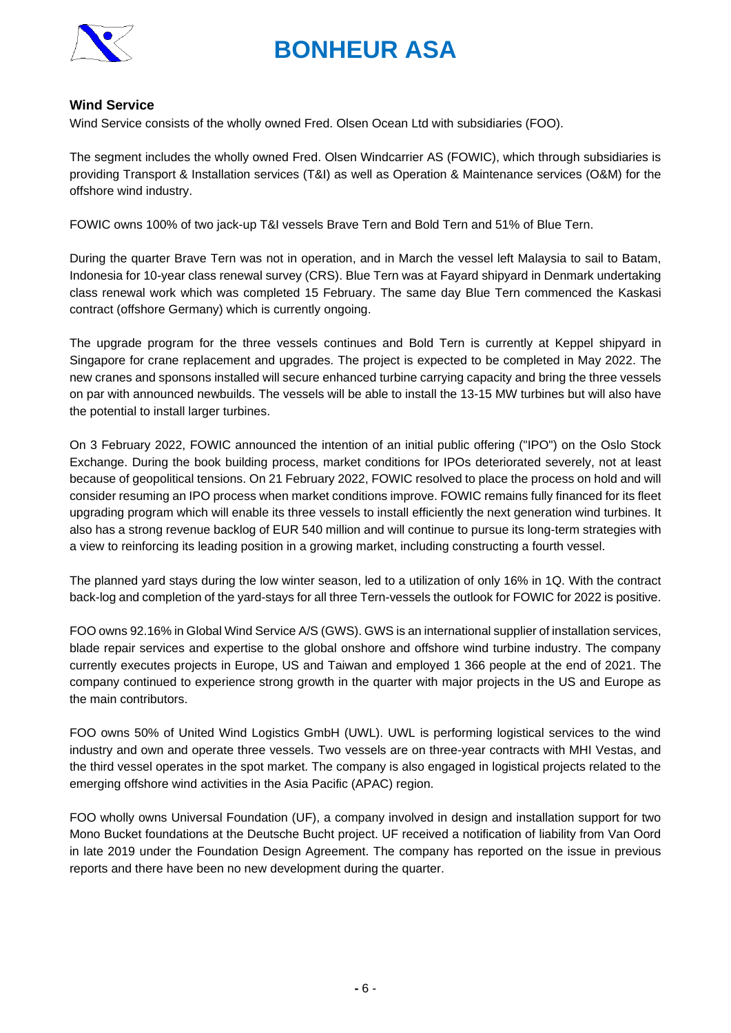## Wind Service

Wind Service consists of the wholly owned Fred. Olsen Ocean Ltd with subsidiaries (FOO).

The segment includes the wholly owned Fred. Olsen Windcarrier AS (FOWIC), which through subsidiaries is providing Transport & Installation services (T&I) as well as Operation & Maintenance services (O&M) for the offshore wind industry.

FOWIC owns 100% of two jack-up T&I vessels Brave Tern and Bold Tern and 51% of Blue Tern.

During the quarter Brave Tern was not in operation, and in March the vessel left Malaysia to sail to Batam, Indonesia for 10-year class renewal survey (CRS). Blue Tern was at Fayard shipyard in Denmark undertaking class renewal work which was completed 15 February. The same day Blue Tern commenced the Kaskasi contract (offshore Germany) which is currently ongoing.

The upgrade program for the three vessels continues and Bold Tern is currently at Keppel shipyard in Singapore for crane replacement and upgrades. The project is expected to be completed in May 2022. The new cranes and sponsons installed will secure enhanced turbine carrying capacity and bring the three vessels on par with announced newbuilds. The vessels will be able to install the 13-15 MW turbines but will also have the potential to install larger turbines.

On 3 February 2022, FOWIC announced the intention of an initial public offering ("IPO") on the Oslo Stock Exchange. During the book building process, market conditions for IPOs deteriorated severely, not at least because of geopolitical tensions. On 21 February 2022, FOWIC resolved to place the process on hold and will consider resuming an IPO process when market conditions improve. FOWIC remains fully financed for its fleet upgrading program which will enable its three vessels to install efficiently the next generation wind turbines. It also has a strong revenue backlog of EUR 540 million and will continue to pursue its long-term strategies with a view to reinforcing its leading position in a growing market, including constructing a fourth vessel.

The planned yard stays during the low winter season, led to a utilization of only 16% in 1Q. With the contract back-log and completion of the yard-stays for all three Tern-vessels the outlook for FOWIC for 2022 is positive.

FOO owns 92.16% in Global Wind Service A/S (GWS). GWS is an international supplier of installation services, blade repair services and expertise to the global onshore and offshore wind turbine industry. The company currently executes projects in Europe, US and Taiwan and employed 1 366 people at the end of 2021. The company continued to experience strong growth in the quarter with major projects in the US and Europe as the main contributors.

FOO owns 50% of United Wind Logistics GmbH (UWL). UWL is performing logistical services to the wind industry and own and operate three vessels. Two vessels are on three-year contracts with MHI Vestas, and the third vessel operates in the spot market. The company is also engaged in logistical projects related to the emerging offshore wind activities in the Asia Pacific (APAC) region.

FOO wholly owns Universal Foundation (UF), a company involved in design and installation support for two Mono Bucket foundations at the Deutsche Bucht project. UF received a notification of liability from Van Oord in late 2019 under the Foundation Design Agreement. The company has reported on the issue in previous reports and there have been no new development during the quarter.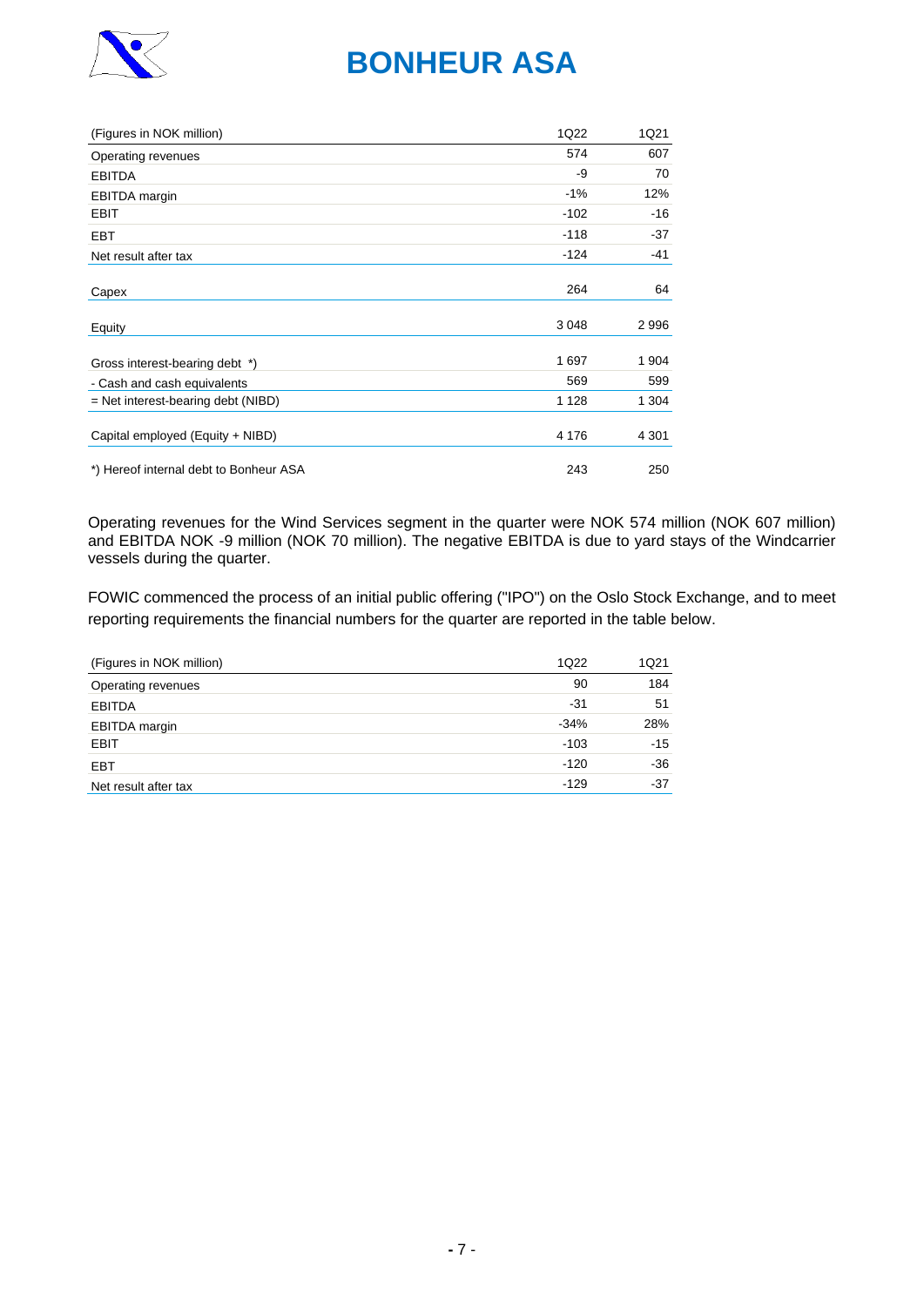| (Figures in NOK million) | 1Q22 | 1Q21 |
|---|---|---|
| Operating revenues | 574 | 607 |
| EBITDA | -9 | 70 |
| EBITDA margin | -1% | 12% |
| EBIT | -102 | -16 |
| EBT | -118 | -37 |
| Net result after tax | -124 | -41 |
| Capex | 264 | 64 |
| Equity | 3 048 | 2 996 |
| Gross interest-bearing debt *) | 1 697 | 1 904 |
| - Cash and cash equivalents | 569 | 599 |
| = Net interest-bearing debt (NIBD) | 1 128 | 1 304 |
| Capital employed (Equity + NIBD) | 4 176 | 4 301 |
| *) Hereof internal debt to Bonheur ASA | 243 | 250 |

Operating revenues for the Wind Services segment in the quarter were NOK 574 million (NOK 607 million) and EBITDA NOK -9 million (NOK 70 million). The negative EBITDA is due to yard stays of the Windcarrier vessels during the quarter.

FOWIC commenced the process of an initial public offering ("IPO") on the Oslo Stock Exchange, and to meet reporting requirements the financial numbers for the quarter are reported in the table below.

| (Figures in NOK million) | 1Q22 | 1Q21 |
|---|---|---|
| Operating revenues | 90 | 184 |
| EBITDA | -31 | 51 |
| EBITDA margin | -34% | 28% |
| EBIT | -103 | -15 |
| EBT | -120 | -36 |
| Net result after tax | -129 | -37 |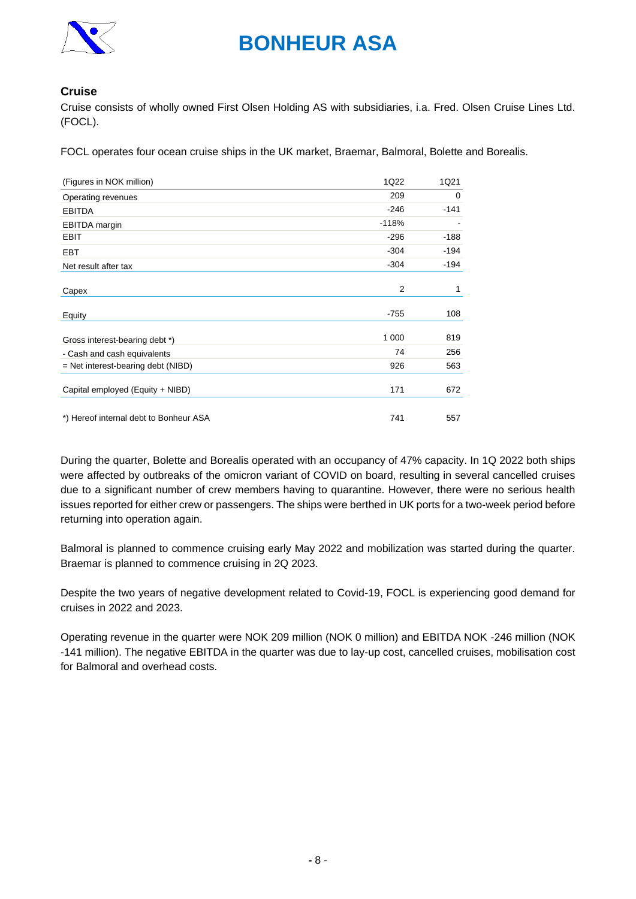## Cruise

Cruise consists of wholly owned First Olsen Holding AS with subsidiaries, i.a. Fred. Olsen Cruise Lines Ltd. (FOCL).

FOCL operates four ocean cruise ships in the UK market, Braemar, Balmoral, Bolette and Borealis.

| (Figures in NOK million) | 1Q22 | 1Q21 |
|---|---|---|
| Operating revenues | 209 | 0 |
| EBITDA | -246 | -141 |
| EBITDA margin | -118% | - |
| EBIT | -296 | -188 |
| EBT | -304 | -194 |
| Net result after tax | -304 | -194 |
| Capex | 2 | 1 |
| Equity | -755 | 108 |
| Gross interest-bearing debt *) | 1 000 | 819 |
| - Cash and cash equivalents | 74 | 256 |
| = Net interest-bearing debt (NIBD) | 926 | 563 |
| Capital employed (Equity + NIBD) | 171 | 672 |
| *) Hereof internal debt to Bonheur ASA | 741 | 557 |

During the quarter, Bolette and Borealis operated with an occupancy of 47% capacity. In 1Q 2022 both ships were affected by outbreaks of the omicron variant of COVID on board, resulting in several cancelled cruises due to a significant number of crew members having to quarantine. However, there were no serious health issues reported for either crew or passengers. The ships were berthed in UK ports for a two-week period before returning into operation again.

Balmoral is planned to commence cruising early May 2022 and mobilization was started during the quarter. Braemar is planned to commence cruising in 2Q 2023.

Despite the two years of negative development related to Covid-19, FOCL is experiencing good demand for cruises in 2022 and 2023.

Operating revenue in the quarter were NOK 209 million (NOK 0 million) and EBITDA NOK -246 million (NOK -141 million). The negative EBITDA in the quarter was due to lay-up cost, cancelled cruises, mobilisation cost for Balmoral and overhead costs.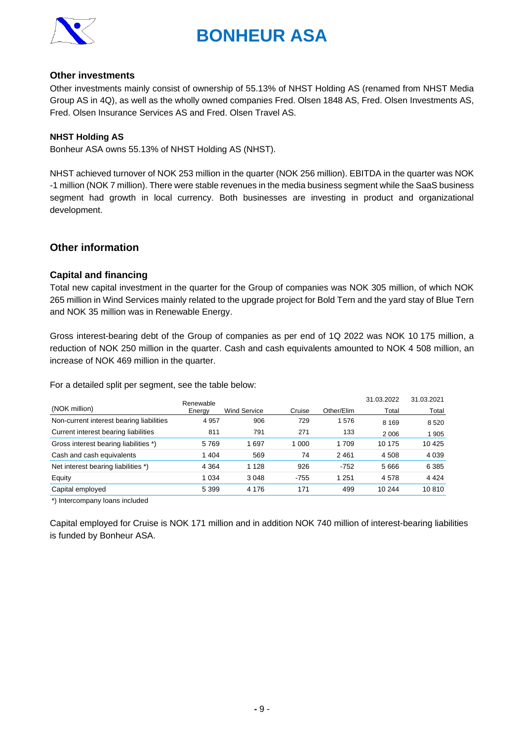### Other investments

Other investments mainly consist of ownership of 55.13% of NHST Holding AS (renamed from NHST Media Group AS in 4Q), as well as the wholly owned companies Fred. Olsen 1848 AS, Fred. Olsen Investments AS, Fred. Olsen Insurance Services AS and Fred. Olsen Travel AS.

### NHST Holding AS

Bonheur ASA owns 55.13% of NHST Holding AS (NHST).

NHST achieved turnover of NOK 253 million in the quarter (NOK 256 million). EBITDA in the quarter was NOK -1 million (NOK 7 million). There were stable revenues in the media business segment while the SaaS business segment had growth in local currency. Both businesses are investing in product and organizational development.

## Other information

### Capital and financing

Total new capital investment in the quarter for the Group of companies was NOK 305 million, of which NOK 265 million in Wind Services mainly related to the upgrade project for Bold Tern and the yard stay of Blue Tern and NOK 35 million was in Renewable Energy.

Gross interest-bearing debt of the Group of companies as per end of 1Q 2022 was NOK 10 175 million, a reduction of NOK 250 million in the quarter. Cash and cash equivalents amounted to NOK 4 508 million, an increase of NOK 469 million in the quarter.

For a detailed split per segment, see the table below:

| (NOK million) | Renewable Energy | Wind Service | Cruise | Other/Elim | 31.03.2022 Total | 31.03.2021 Total |
|---|---|---|---|---|---|---|
| Non-current interest bearing liabilities | 4 957 | 906 | 729 | 1 576 | 8 169 | 8 520 |
| Current interest bearing liabilities | 811 | 791 | 271 | 133 | 2 006 | 1 905 |
| Gross interest bearing liabilities *) | 5 769 | 1 697 | 1 000 | 1 709 | 10 175 | 10 425 |
| Cash and cash equivalents | 1 404 | 569 | 74 | 2 461 | 4 508 | 4 039 |
| Net interest bearing liabilities *) | 4 364 | 1 128 | 926 | -752 | 5 666 | 6 385 |
| Equity | 1 034 | 3 048 | -755 | 1 251 | 4 578 | 4 424 |
| Capital employed | 5 399 | 4 176 | 171 | 499 | 10 244 | 10 810 |

*) Intercompany loans included

Capital employed for Cruise is NOK 171 million and in addition NOK 740 million of interest-bearing liabilities is funded by Bonheur ASA.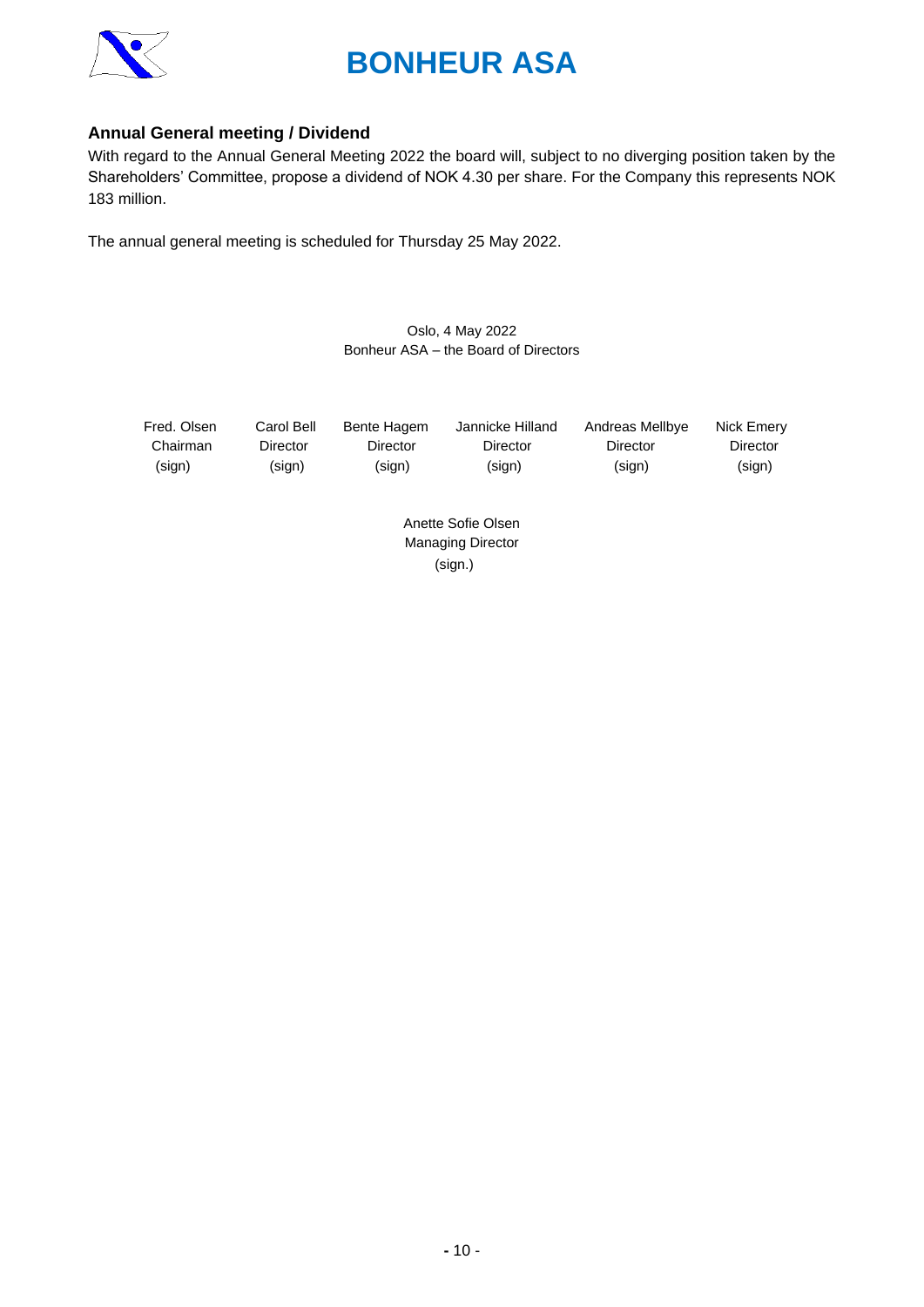## Annual General meeting / Dividend

With regard to the Annual General Meeting 2022 the board will, subject to no diverging position taken by the Shareholders' Committee, propose a dividend of NOK 4.30 per share. For the Company this represents NOK 183 million.

The annual general meeting is scheduled for Thursday 25 May 2022.

Oslo, 4 May 2022
Bonheur ASA – the Board of Directors

| Fred. Olsen | Carol Bell | Bente Hagem | Jannicke Hilland | Andreas Mellbye | Nick Emery |
|---|---|---|---|---|---|
| Chairman | Director | Director | Director | Director | Director |
| (sign) | (sign) | (sign) | (sign) | (sign) | (sign) |

Anette Sofie Olsen
Managing Director
(sign.)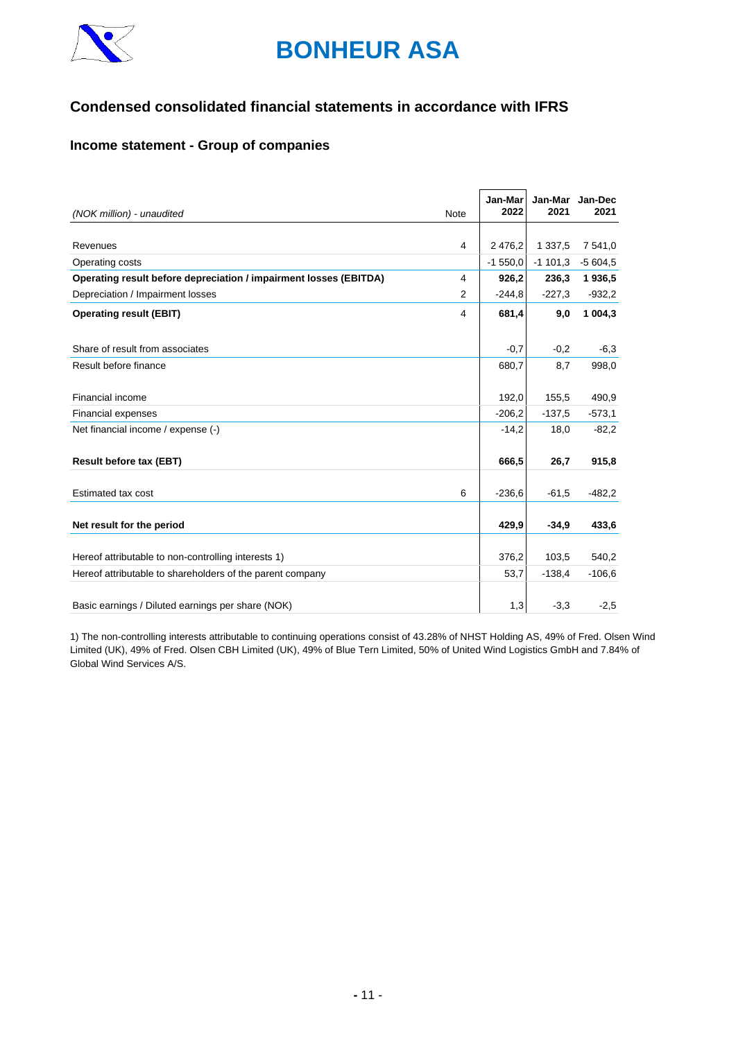# BONHEUR ASA

## Condensed consolidated financial statements in accordance with IFRS

### Income statement - Group of companies

| *(NOK million) - unaudited* | Note | Jan-Mar 2022 | Jan-Mar 2021 | Jan-Dec 2021 |
|---|---|---|---|---|
| Revenues | 4 | 2 476,2 | 1 337,5 | 7 541,0 |
| Operating costs | | -1 550,0 | -1 101,3 | -5 604,5 |
| **Operating result before depreciation / impairment losses (EBITDA)** | 4 | **926,2** | **236,3** | **1 936,5** |
| Depreciation / Impairment losses | 2 | -244,8 | -227,3 | -932,2 |
| **Operating result (EBIT)** | 4 | **681,4** | **9,0** | **1 004,3** |
| Share of result from associates | | -0,7 | -0,2 | -6,3 |
| Result before finance | | 680,7 | 8,7 | 998,0 |
| Financial income | | 192,0 | 155,5 | 490,9 |
| Financial expenses | | -206,2 | -137,5 | -573,1 |
| Net financial income / expense (-) | | -14,2 | 18,0 | -82,2 |
| **Result before tax (EBT)** | | **666,5** | **26,7** | **915,8** |
| Estimated tax cost | 6 | -236,6 | -61,5 | -482,2 |
| **Net result for the period** | | **429,9** | **-34,9** | **433,6** |
| Hereof attributable to non-controlling interests 1) | | 376,2 | 103,5 | 540,2 |
| Hereof attributable to shareholders of the parent company | | 53,7 | -138,4 | -106,6 |
| Basic earnings / Diluted earnings per share (NOK) | | 1,3 | -3,3 | -2,5 |

1) The non-controlling interests attributable to continuing operations consist of 43.28% of NHST Holding AS, 49% of Fred. Olsen Wind Limited (UK), 49% of Fred. Olsen CBH Limited (UK), 49% of Blue Tern Limited, 50% of United Wind Logistics GmbH and 7.84% of Global Wind Services A/S.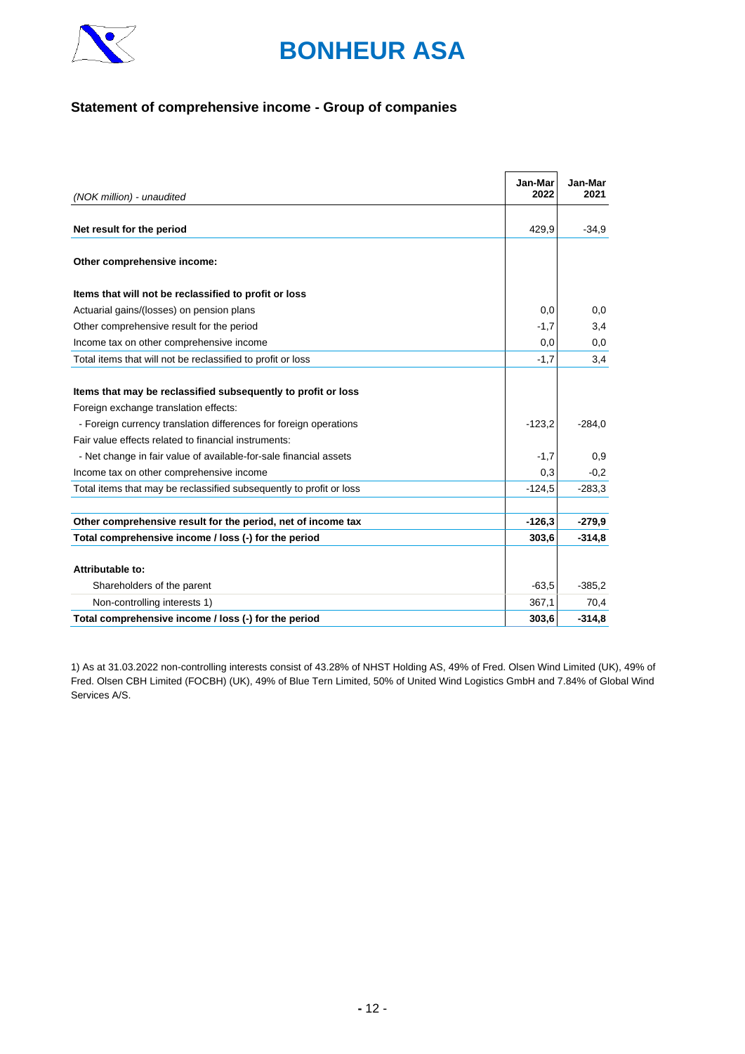# BONHEUR ASA

## Statement of comprehensive income - Group of companies

| *(NOK million) - unaudited* | Jan-Mar 2022 | Jan-Mar 2021 |
|---|---|---|
| **Net result for the period** | 429,9 | -34,9 |
| **Other comprehensive income:** | | |
| **Items that will not be reclassified to profit or loss** | | |
| Actuarial gains/(losses) on pension plans | 0,0 | 0,0 |
| Other comprehensive result for the period | -1,7 | 3,4 |
| Income tax on other comprehensive income | 0,0 | 0,0 |
| Total items that will not be reclassified to profit or loss | -1,7 | 3,4 |
| **Items that may be reclassified subsequently to profit or loss** | | |
| Foreign exchange translation effects: | | |
| - Foreign currency translation differences for foreign operations | -123,2 | -284,0 |
| Fair value effects related to financial instruments: | | |
| - Net change in fair value of available-for-sale financial assets | -1,7 | 0,9 |
| Income tax on other comprehensive income | 0,3 | -0,2 |
| Total items that may be reclassified subsequently to profit or loss | -124,5 | -283,3 |
| **Other comprehensive result for the period, net of income tax** | **-126,3** | **-279,9** |
| **Total comprehensive income / loss (-) for the period** | **303,6** | **-314,8** |
| **Attributable to:** | | |
| Shareholders of the parent | -63,5 | -385,2 |
| Non-controlling interests 1) | 367,1 | 70,4 |
| **Total comprehensive income / loss (-) for the period** | **303,6** | **-314,8** |

1) As at 31.03.2022 non-controlling interests consist of 43.28% of NHST Holding AS, 49% of Fred. Olsen Wind Limited (UK), 49% of Fred. Olsen CBH Limited (FOCBH) (UK), 49% of Blue Tern Limited, 50% of United Wind Logistics GmbH and 7.84% of Global Wind Services A/S.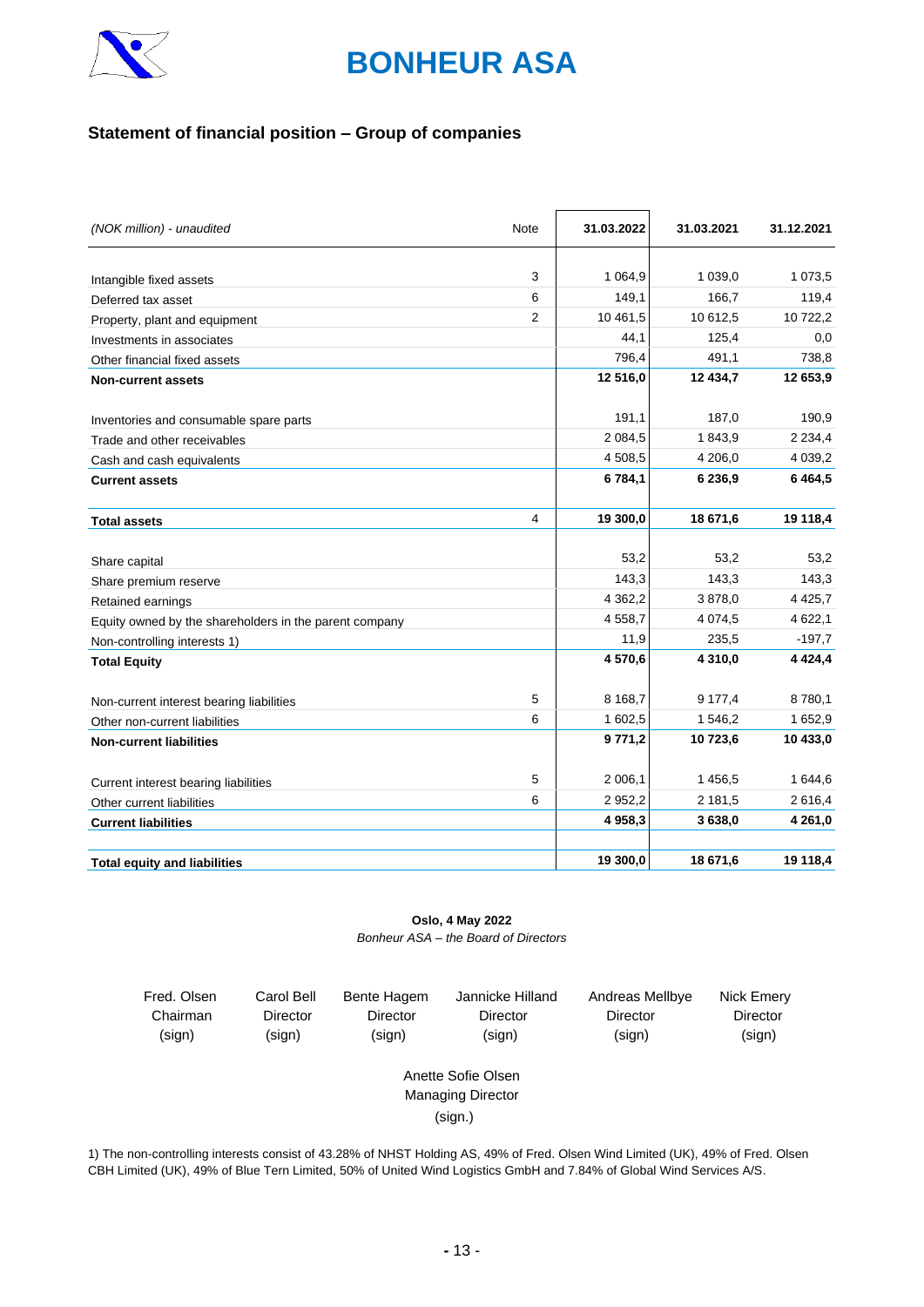# BONHEUR ASA

## Statement of financial position – Group of companies

| *(NOK million) - unaudited* | Note | 31.03.2022 | 31.03.2021 | 31.12.2021 |
|---|---|---|---|---|
| Intangible fixed assets | 3 | 1 064,9 | 1 039,0 | 1 073,5 |
| Deferred tax asset | 6 | 149,1 | 166,7 | 119,4 |
| Property, plant and equipment | 2 | 10 461,5 | 10 612,5 | 10 722,2 |
| Investments in associates | | 44,1 | 125,4 | 0,0 |
| Other financial fixed assets | | 796,4 | 491,1 | 738,8 |
| **Non-current assets** | | **12 516,0** | **12 434,7** | **12 653,9** |
| Inventories and consumable spare parts | | 191,1 | 187,0 | 190,9 |
| Trade and other receivables | | 2 084,5 | 1 843,9 | 2 234,4 |
| Cash and cash equivalents | | 4 508,5 | 4 206,0 | 4 039,2 |
| **Current assets** | | **6 784,1** | **6 236,9** | **6 464,5** |
| **Total assets** | 4 | **19 300,0** | **18 671,6** | **19 118,4** |
| Share capital | | 53,2 | 53,2 | 53,2 |
| Share premium reserve | | 143,3 | 143,3 | 143,3 |
| Retained earnings | | 4 362,2 | 3 878,0 | 4 425,7 |
| Equity owned by the shareholders in the parent company | | 4 558,7 | 4 074,5 | 4 622,1 |
| Non-controlling interests 1) | | 11,9 | 235,5 | -197,7 |
| **Total Equity** | | **4 570,6** | **4 310,0** | **4 424,4** |
| Non-current interest bearing liabilities | 5 | 8 168,7 | 9 177,4 | 8 780,1 |
| Other non-current liabilities | 6 | 1 602,5 | 1 546,2 | 1 652,9 |
| **Non-current liabilities** | | **9 771,2** | **10 723,6** | **10 433,0** |
| Current interest bearing liabilities | 5 | 2 006,1 | 1 456,5 | 1 644,6 |
| Other current liabilities | 6 | 2 952,2 | 2 181,5 | 2 616,4 |
| **Current liabilities** | | **4 958,3** | **3 638,0** | **4 261,0** |
| **Total equity and liabilities** | | **19 300,0** | **18 671,6** | **19 118,4** |

**Oslo, 4 May 2022**
*Bonheur ASA – the Board of Directors*

| Fred. Olsen | Carol Bell | Bente Hagem | Jannicke Hilland | Andreas Mellbye | Nick Emery |
|---|---|---|---|---|---|
| Chairman | Director | Director | Director | Director | Director |
| (sign) | (sign) | (sign) | (sign) | (sign) | (sign) |

Anette Sofie Olsen
Managing Director
(sign.)

1) The non-controlling interests consist of 43.28% of NHST Holding AS, 49% of Fred. Olsen Wind Limited (UK), 49% of Fred. Olsen CBH Limited (UK), 49% of Blue Tern Limited, 50% of United Wind Logistics GmbH and 7.84% of Global Wind Services A/S.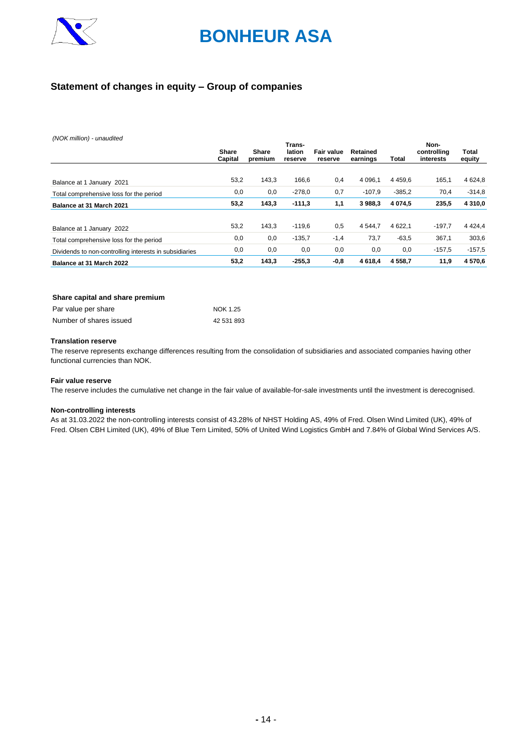# BONHEUR ASA

## Statement of changes in equity – Group of companies

*(NOK million) - unaudited*

| | Share Capital | Share premium | Trans-lation reserve | Fair value reserve | Retained earnings | Total | Non-controlling interests | Total equity |
|---|---|---|---|---|---|---|---|---|
| Balance at 1 January 2021 | 53,2 | 143,3 | 166,6 | 0,4 | 4 096,1 | 4 459,6 | 165,1 | 4 624,8 |
| Total comprehensive loss for the period | 0,0 | 0,0 | -278,0 | 0,7 | -107,9 | -385,2 | 70,4 | -314,8 |
| **Balance at 31 March 2021** | **53,2** | **143,3** | **-111,3** | **1,1** | **3 988,3** | **4 074,5** | **235,5** | **4 310,0** |
| | | | | | | | | |
| Balance at 1 January 2022 | 53,2 | 143,3 | -119,6 | 0,5 | 4 544,7 | 4 622,1 | -197,7 | 4 424,4 |
| Total comprehensive loss for the period | 0,0 | 0,0 | -135,7 | -1,4 | 73,7 | -63,5 | 367,1 | 303,6 |
| Dividends to non-controlling interests in subsidiaries | 0,0 | 0,0 | 0,0 | 0,0 | 0,0 | 0,0 | -157,5 | -157,5 |
| **Balance at 31 March 2022** | **53,2** | **143,3** | **-255,3** | **-0,8** | **4 618,4** | **4 558,7** | **11,9** | **4 570,6** |

### Share capital and share premium

| | |
|---|---|
| Par value per share | NOK 1.25 |
| Number of shares issued | 42 531 893 |

### Translation reserve

The reserve represents exchange differences resulting from the consolidation of subsidiaries and associated companies having other functional currencies than NOK.

### Fair value reserve

The reserve includes the cumulative net change in the fair value of available-for-sale investments until the investment is derecognised.

### Non-controlling interests

As at 31.03.2022 the non-controlling interests consist of 43.28% of NHST Holding AS, 49% of Fred. Olsen Wind Limited (UK), 49% of Fred. Olsen CBH Limited (UK), 49% of Blue Tern Limited, 50% of United Wind Logistics GmbH and 7.84% of Global Wind Services A/S.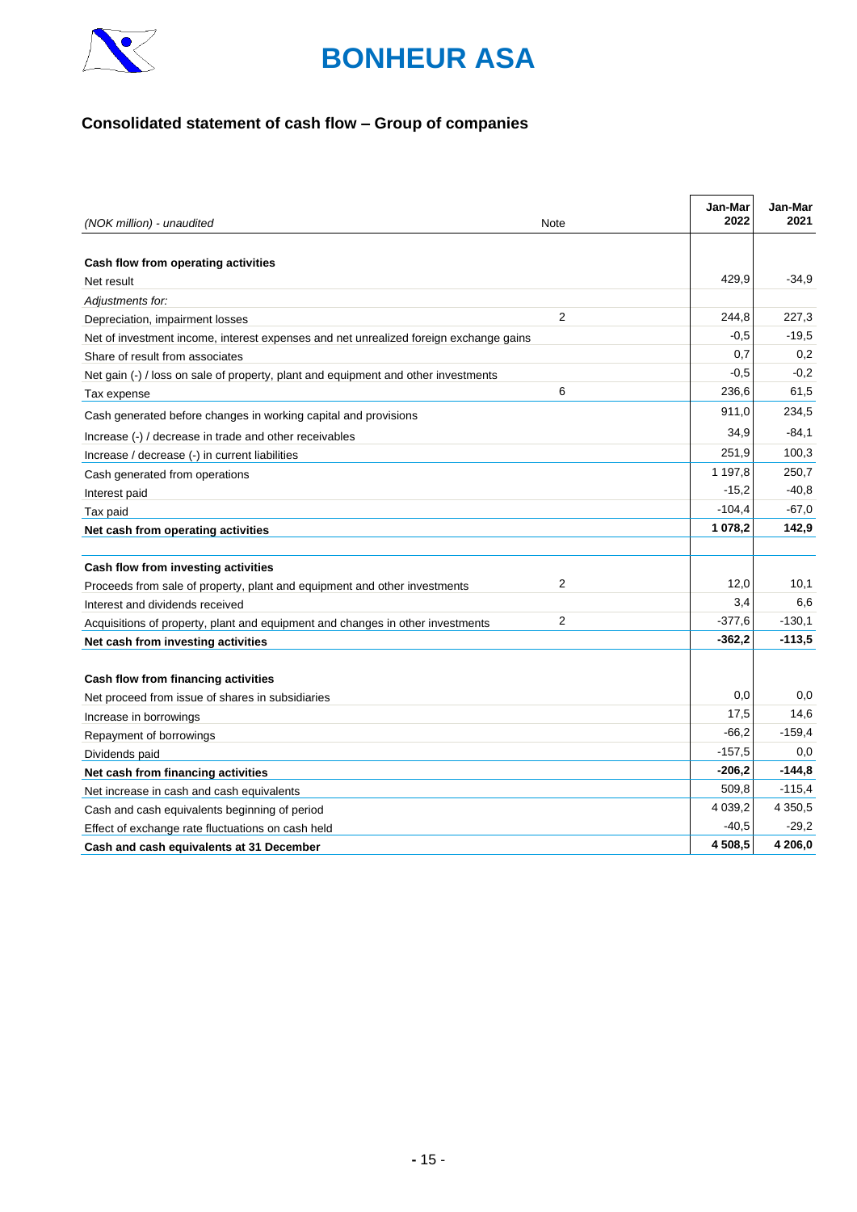# BONHEUR ASA

## Consolidated statement of cash flow – Group of companies

| *(NOK million) - unaudited* | Note | Jan-Mar 2022 | Jan-Mar 2021 |
|---|---|---|---|
| **Cash flow from operating activities** | | | |
| Net result | | 429,9 | -34,9 |
| *Adjustments for:* | | | |
| Depreciation, impairment losses | 2 | 244,8 | 227,3 |
| Net of investment income, interest expenses and net unrealized foreign exchange gains | | -0,5 | -19,5 |
| Share of result from associates | | 0,7 | 0,2 |
| Net gain (-) / loss on sale of property, plant and equipment and other investments | | -0,5 | -0,2 |
| Tax expense | 6 | 236,6 | 61,5 |
| Cash generated before changes in working capital and provisions | | 911,0 | 234,5 |
| Increase (-) / decrease in trade and other receivables | | 34,9 | -84,1 |
| Increase / decrease (-) in current liabilities | | 251,9 | 100,3 |
| Cash generated from operations | | 1 197,8 | 250,7 |
| Interest paid | | -15,2 | -40,8 |
| Tax paid | | -104,4 | -67,0 |
| **Net cash from operating activities** | | **1 078,2** | **142,9** |
| | | | |
| **Cash flow from investing activities** | | | |
| Proceeds from sale of property, plant and equipment and other investments | 2 | 12,0 | 10,1 |
| Interest and dividends received | | 3,4 | 6,6 |
| Acquisitions of property, plant and equipment and changes in other investments | 2 | -377,6 | -130,1 |
| **Net cash from investing activities** | | **-362,2** | **-113,5** |
| | | | |
| **Cash flow from financing activities** | | | |
| Net proceed from issue of shares in subsidiaries | | 0,0 | 0,0 |
| Increase in borrowings | | 17,5 | 14,6 |
| Repayment of borrowings | | -66,2 | -159,4 |
| Dividends paid | | -157,5 | 0,0 |
| **Net cash from financing activities** | | **-206,2** | **-144,8** |
| Net increase in cash and cash equivalents | | 509,8 | -115,4 |
| Cash and cash equivalents beginning of period | | 4 039,2 | 4 350,5 |
| Effect of exchange rate fluctuations on cash held | | -40,5 | -29,2 |
| **Cash and cash equivalents at 31 December** | | **4 508,5** | **4 206,0** |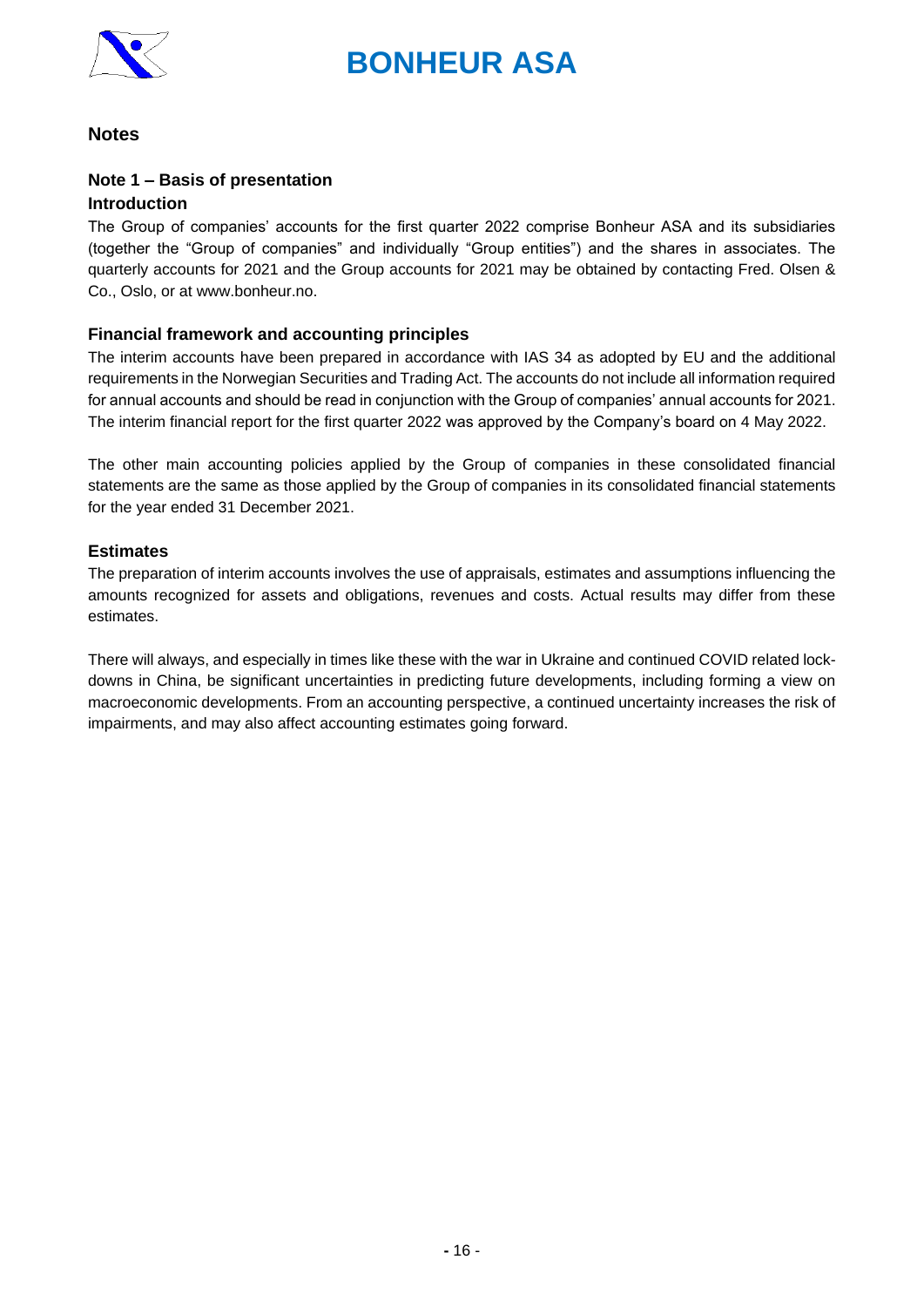## Notes

### Note 1 – Basis of presentation

#### Introduction

The Group of companies' accounts for the first quarter 2022 comprise Bonheur ASA and its subsidiaries (together the "Group of companies" and individually "Group entities") and the shares in associates. The quarterly accounts for 2021 and the Group accounts for 2021 may be obtained by contacting Fred. Olsen & Co., Oslo, or at www.bonheur.no.

#### Financial framework and accounting principles

The interim accounts have been prepared in accordance with IAS 34 as adopted by EU and the additional requirements in the Norwegian Securities and Trading Act. The accounts do not include all information required for annual accounts and should be read in conjunction with the Group of companies' annual accounts for 2021. The interim financial report for the first quarter 2022 was approved by the Company's board on 4 May 2022.

The other main accounting policies applied by the Group of companies in these consolidated financial statements are the same as those applied by the Group of companies in its consolidated financial statements for the year ended 31 December 2021.

#### Estimates

The preparation of interim accounts involves the use of appraisals, estimates and assumptions influencing the amounts recognized for assets and obligations, revenues and costs. Actual results may differ from these estimates.

There will always, and especially in times like these with the war in Ukraine and continued COVID related lock-downs in China, be significant uncertainties in predicting future developments, including forming a view on macroeconomic developments. From an accounting perspective, a continued uncertainty increases the risk of impairments, and may also affect accounting estimates going forward.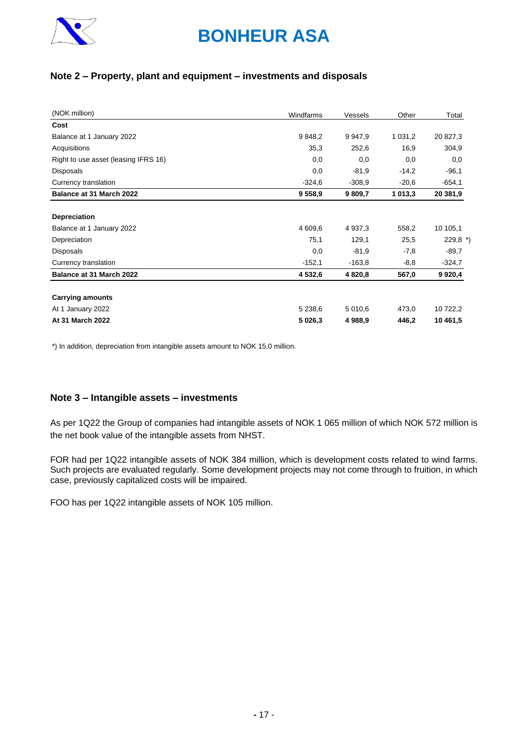## Note 2 – Property, plant and equipment – investments and disposals

| (NOK million) | Windfarms | Vessels | Other | Total |
|---|---|---|---|---|
| **Cost** | | | | |
| Balance at 1 January 2022 | 9 848,2 | 9 947,9 | 1 031,2 | 20 827,3 |
| Acquisitions | 35,3 | 252,6 | 16,9 | 304,9 |
| Right to use asset (leasing IFRS 16) | 0,0 | 0,0 | 0,0 | 0,0 |
| Disposals | 0,0 | -81,9 | -14,2 | -96,1 |
| Currency translation | -324,6 | -308,9 | -20,6 | -654,1 |
| **Balance at 31 March 2022** | **9 558,9** | **9 809,7** | **1 013,3** | **20 381,9** |
| | | | | |
| **Depreciation** | | | | |
| Balance at 1 January 2022 | 4 609,6 | 4 937,3 | 558,2 | 10 105,1 |
| Depreciation | 75,1 | 129,1 | 25,5 | 229,8 *) |
| Disposals | 0,0 | -81,9 | -7,8 | -89,7 |
| Currency translation | -152,1 | -163,8 | -8,8 | -324,7 |
| **Balance at 31 March 2022** | **4 532,6** | **4 820,8** | **567,0** | **9 920,4** |
| | | | | |
| **Carrying amounts** | | | | |
| At 1 January 2022 | 5 238,6 | 5 010,6 | 473,0 | 10 722,2 |
| **At 31 March 2022** | **5 026,3** | **4 988,9** | **446,2** | **10 461,5** |

*) In addition, depreciation from intangible assets amount to NOK 15,0 million.

## Note 3 – Intangible assets – investments

As per 1Q22 the Group of companies had intangible assets of NOK 1 065 million of which NOK 572 million is the net book value of the intangible assets from NHST.

FOR had per 1Q22 intangible assets of NOK 384 million, which is development costs related to wind farms. Such projects are evaluated regularly. Some development projects may not come through to fruition, in which case, previously capitalized costs will be impaired.

FOO has per 1Q22 intangible assets of NOK 105 million.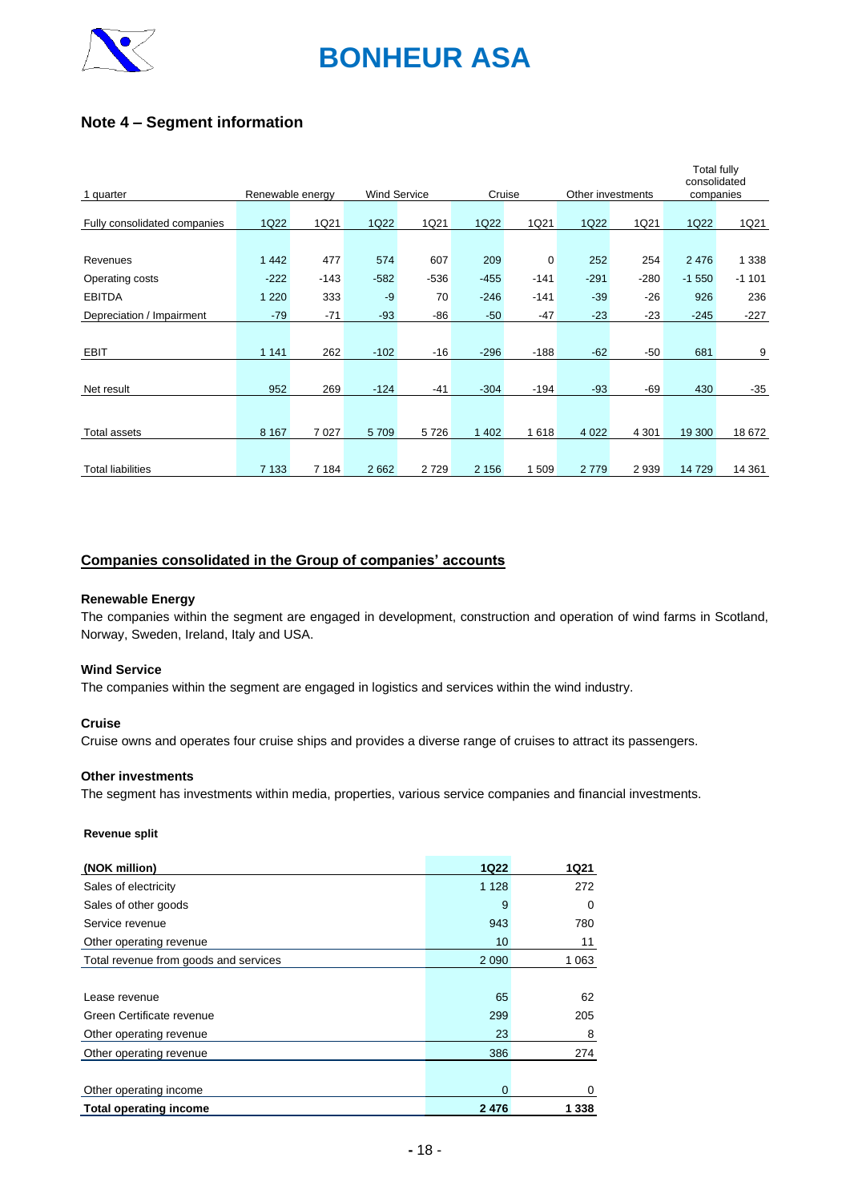## Note 4 – Segment information

| 1 quarter | Renewable energy | | Wind Service | | Cruise | | Other investments | | Total fully consolidated companies | |
|---|---|---|---|---|---|---|---|---|---|---|
| Fully consolidated companies | 1Q22 | 1Q21 | 1Q22 | 1Q21 | 1Q22 | 1Q21 | 1Q22 | 1Q21 | 1Q22 | 1Q21 |
| Revenues | 1 442 | 477 | 574 | 607 | 209 | 0 | 252 | 254 | 2 476 | 1 338 |
| Operating costs | -222 | -143 | -582 | -536 | -455 | -141 | -291 | -280 | -1 550 | -1 101 |
| EBITDA | 1 220 | 333 | -9 | 70 | -246 | -141 | -39 | -26 | 926 | 236 |
| Depreciation / Impairment | -79 | -71 | -93 | -86 | -50 | -47 | -23 | -23 | -245 | -227 |
| EBIT | 1 141 | 262 | -102 | -16 | -296 | -188 | -62 | -50 | 681 | 9 |
| Net result | 952 | 269 | -124 | -41 | -304 | -194 | -93 | -69 | 430 | -35 |
| Total assets | 8 167 | 7 027 | 5 709 | 5 726 | 1 402 | 1 618 | 4 022 | 4 301 | 19 300 | 18 672 |
| Total liabilities | 7 133 | 7 184 | 2 662 | 2 729 | 2 156 | 1 509 | 2 779 | 2 939 | 14 729 | 14 361 |

## Companies consolidated in the Group of companies' accounts

**Renewable Energy**

The companies within the segment are engaged in development, construction and operation of wind farms in Scotland, Norway, Sweden, Ireland, Italy and USA.

**Wind Service**

The companies within the segment are engaged in logistics and services within the wind industry.

**Cruise**

Cruise owns and operates four cruise ships and provides a diverse range of cruises to attract its passengers.

**Other investments**

The segment has investments within media, properties, various service companies and financial investments.

**Revenue split**

| (NOK million) | 1Q22 | 1Q21 |
|---|---|---|
| Sales of electricity | 1 128 | 272 |
| Sales of other goods | 9 | 0 |
| Service revenue | 943 | 780 |
| Other operating revenue | 10 | 11 |
| Total revenue from goods and services | 2 090 | 1 063 |
| | | |
| Lease revenue | 65 | 62 |
| Green Certificate revenue | 299 | 205 |
| Other operating revenue | 23 | 8 |
| Other operating revenue | 386 | 274 |
| | | |
| Other operating income | 0 | 0 |
| **Total operating income** | **2 476** | **1 338** |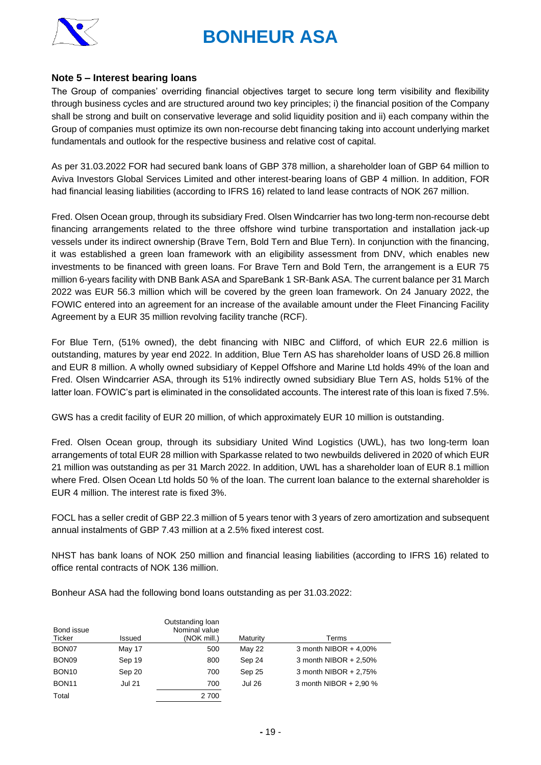## Note 5 – Interest bearing loans

The Group of companies' overriding financial objectives target to secure long term visibility and flexibility through business cycles and are structured around two key principles; i) the financial position of the Company shall be strong and built on conservative leverage and solid liquidity position and ii) each company within the Group of companies must optimize its own non-recourse debt financing taking into account underlying market fundamentals and outlook for the respective business and relative cost of capital.

As per 31.03.2022 FOR had secured bank loans of GBP 378 million, a shareholder loan of GBP 64 million to Aviva Investors Global Services Limited and other interest-bearing loans of GBP 4 million. In addition, FOR had financial leasing liabilities (according to IFRS 16) related to land lease contracts of NOK 267 million.

Fred. Olsen Ocean group, through its subsidiary Fred. Olsen Windcarrier has two long-term non-recourse debt financing arrangements related to the three offshore wind turbine transportation and installation jack-up vessels under its indirect ownership (Brave Tern, Bold Tern and Blue Tern). In conjunction with the financing, it was established a green loan framework with an eligibility assessment from DNV, which enables new investments to be financed with green loans. For Brave Tern and Bold Tern, the arrangement is a EUR 75 million 6-years facility with DNB Bank ASA and SpareBank 1 SR-Bank ASA. The current balance per 31 March 2022 was EUR 56.3 million which will be covered by the green loan framework. On 24 January 2022, the FOWIC entered into an agreement for an increase of the available amount under the Fleet Financing Facility Agreement by a EUR 35 million revolving facility tranche (RCF).

For Blue Tern, (51% owned), the debt financing with NIBC and Clifford, of which EUR 22.6 million is outstanding, matures by year end 2022. In addition, Blue Tern AS has shareholder loans of USD 26.8 million and EUR 8 million. A wholly owned subsidiary of Keppel Offshore and Marine Ltd holds 49% of the loan and Fred. Olsen Windcarrier ASA, through its 51% indirectly owned subsidiary Blue Tern AS, holds 51% of the latter loan. FOWIC's part is eliminated in the consolidated accounts. The interest rate of this loan is fixed 7.5%.

GWS has a credit facility of EUR 20 million, of which approximately EUR 10 million is outstanding.

Fred. Olsen Ocean group, through its subsidiary United Wind Logistics (UWL), has two long-term loan arrangements of total EUR 28 million with Sparkasse related to two newbuilds delivered in 2020 of which EUR 21 million was outstanding as per 31 March 2022. In addition, UWL has a shareholder loan of EUR 8.1 million where Fred. Olsen Ocean Ltd holds 50 % of the loan. The current loan balance to the external shareholder is EUR 4 million. The interest rate is fixed 3%.

FOCL has a seller credit of GBP 22.3 million of 5 years tenor with 3 years of zero amortization and subsequent annual instalments of GBP 7.43 million at a 2.5% fixed interest cost.

NHST has bank loans of NOK 250 million and financial leasing liabilities (according to IFRS 16) related to office rental contracts of NOK 136 million.

Bonheur ASA had the following bond loans outstanding as per 31.03.2022:

| Bond issue Ticker | Issued | Outstanding loan Nominal value (NOK mill.) | Maturity | Terms |
|---|---|---|---|---|
| BON07 | May 17 | 500 | May 22 | 3 month NIBOR + 4,00% |
| BON09 | Sep 19 | 800 | Sep 24 | 3 month NIBOR + 2,50% |
| BON10 | Sep 20 | 700 | Sep 25 | 3 month NIBOR + 2,75% |
| BON11 | Jul 21 | 700 | Jul 26 | 3 month NIBOR + 2,90 % |
| Total | | 2 700 | | |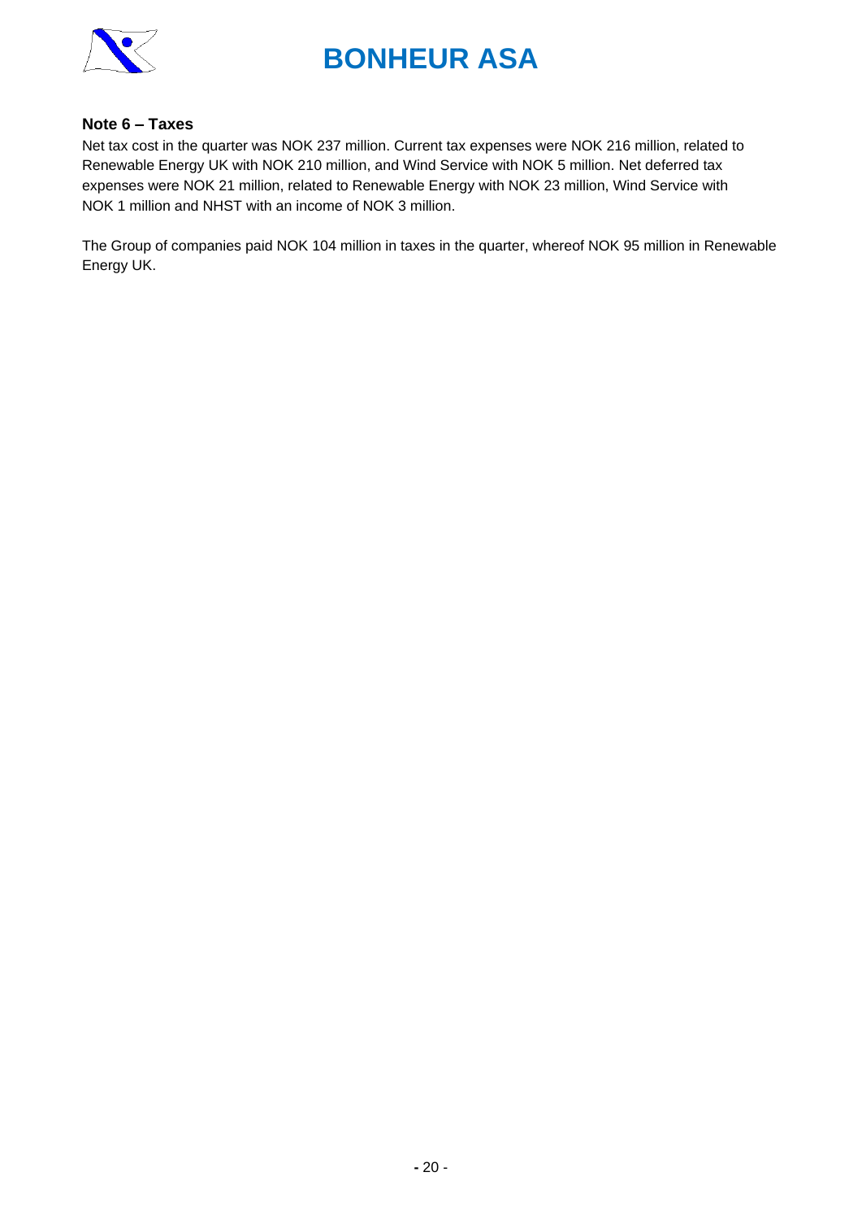## Note 6 – Taxes

Net tax cost in the quarter was NOK 237 million. Current tax expenses were NOK 216 million, related to Renewable Energy UK with NOK 210 million, and Wind Service with NOK 5 million. Net deferred tax expenses were NOK 21 million, related to Renewable Energy with NOK 23 million, Wind Service with NOK 1 million and NHST with an income of NOK 3 million.

The Group of companies paid NOK 104 million in taxes in the quarter, whereof NOK 95 million in Renewable Energy UK.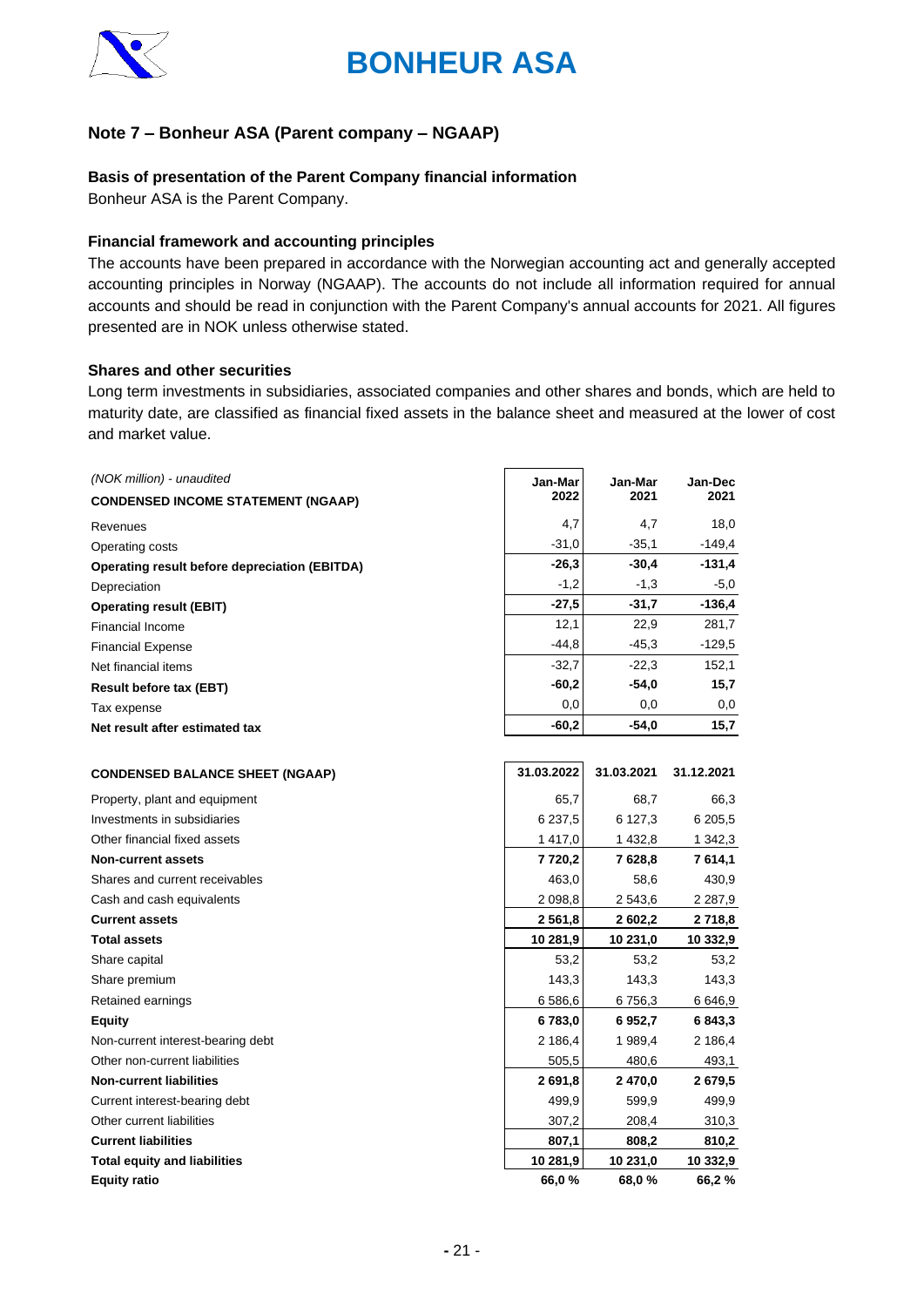## Note 7 – Bonheur ASA (Parent company – NGAAP)

### Basis of presentation of the Parent Company financial information

Bonheur ASA is the Parent Company.

### Financial framework and accounting principles

The accounts have been prepared in accordance with the Norwegian accounting act and generally accepted accounting principles in Norway (NGAAP). The accounts do not include all information required for annual accounts and should be read in conjunction with the Parent Company's annual accounts for 2021. All figures presented are in NOK unless otherwise stated.

### Shares and other securities

Long term investments in subsidiaries, associated companies and other shares and bonds, which are held to maturity date, are classified as financial fixed assets in the balance sheet and measured at the lower of cost and market value.

*(NOK million) - unaudited*

| **CONDENSED INCOME STATEMENT (NGAAP)** | **Jan-Mar 2022** | **Jan-Mar 2021** | **Jan-Dec 2021** |
|---|---|---|---|
| Revenues | 4,7 | 4,7 | 18,0 |
| Operating costs | -31,0 | -35,1 | -149,4 |
| **Operating result before depreciation (EBITDA)** | **-26,3** | **-30,4** | **-131,4** |
| Depreciation | -1,2 | -1,3 | -5,0 |
| **Operating result (EBIT)** | **-27,5** | **-31,7** | **-136,4** |
| Financial Income | 12,1 | 22,9 | 281,7 |
| Financial Expense | -44,8 | -45,3 | -129,5 |
| Net financial items | -32,7 | -22,3 | 152,1 |
| **Result before tax (EBT)** | **-60,2** | **-54,0** | **15,7** |
| Tax expense | 0,0 | 0,0 | 0,0 |
| **Net result after estimated tax** | **-60,2** | **-54,0** | **15,7** |

| **CONDENSED BALANCE SHEET (NGAAP)** | **31.03.2022** | **31.03.2021** | **31.12.2021** |
|---|---|---|---|
| Property, plant and equipment | 65,7 | 68,7 | 66,3 |
| Investments in subsidiaries | 6 237,5 | 6 127,3 | 6 205,5 |
| Other financial fixed assets | 1 417,0 | 1 432,8 | 1 342,3 |
| **Non-current assets** | **7 720,2** | **7 628,8** | **7 614,1** |
| Shares and current receivables | 463,0 | 58,6 | 430,9 |
| Cash and cash equivalents | 2 098,8 | 2 543,6 | 2 287,9 |
| **Current assets** | **2 561,8** | **2 602,2** | **2 718,8** |
| **Total assets** | **10 281,9** | **10 231,0** | **10 332,9** |
| Share capital | 53,2 | 53,2 | 53,2 |
| Share premium | 143,3 | 143,3 | 143,3 |
| Retained earnings | 6 586,6 | 6 756,3 | 6 646,9 |
| **Equity** | **6 783,0** | **6 952,7** | **6 843,3** |
| Non-current interest-bearing debt | 2 186,4 | 1 989,4 | 2 186,4 |
| Other non-current liabilities | 505,5 | 480,6 | 493,1 |
| **Non-current liabilities** | **2 691,8** | **2 470,0** | **2 679,5** |
| Current interest-bearing debt | 499,9 | 599,9 | 499,9 |
| Other current liabilities | 307,2 | 208,4 | 310,3 |
| **Current liabilities** | **807,1** | **808,2** | **810,2** |
| **Total equity and liabilities** | **10 281,9** | **10 231,0** | **10 332,9** |
| **Equity ratio** | **66,0 %** | **68,0 %** | **66,2 %** |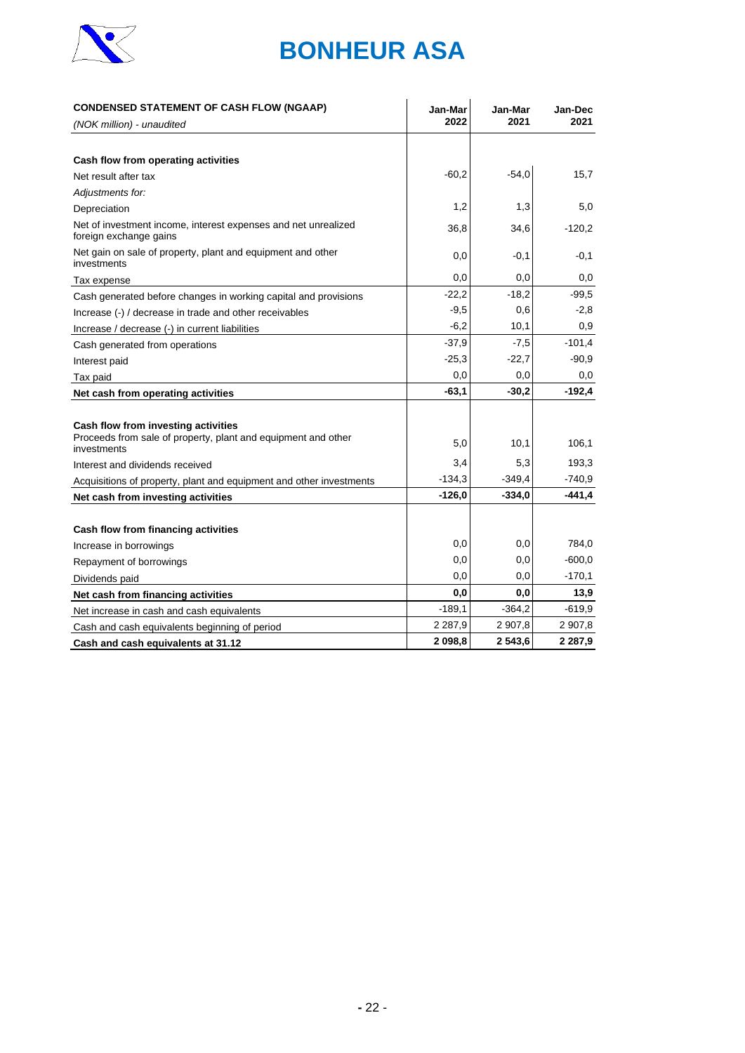# BONHEUR ASA

| CONDENSED STATEMENT OF CASH FLOW (NGAAP)<br>*(NOK million) - unaudited* | Jan-Mar 2022 | Jan-Mar 2021 | Jan-Dec 2021 |
|---|---|---|---|
| **Cash flow from operating activities** | | | |
| Net result after tax | -60,2 | -54,0 | 15,7 |
| *Adjustments for:* | | | |
| Depreciation | 1,2 | 1,3 | 5,0 |
| Net of investment income, interest expenses and net unrealized foreign exchange gains | 36,8 | 34,6 | -120,2 |
| Net gain on sale of property, plant and equipment and other investments | 0,0 | -0,1 | -0,1 |
| Tax expense | 0,0 | 0,0 | 0,0 |
| Cash generated before changes in working capital and provisions | -22,2 | -18,2 | -99,5 |
| Increase (-) / decrease in trade and other receivables | -9,5 | 0,6 | -2,8 |
| Increase / decrease (-) in current liabilities | -6,2 | 10,1 | 0,9 |
| Cash generated from operations | -37,9 | -7,5 | -101,4 |
| Interest paid | -25,3 | -22,7 | -90,9 |
| Tax paid | 0,0 | 0,0 | 0,0 |
| **Net cash from operating activities** | **-63,1** | **-30,2** | **-192,4** |
| **Cash flow from investing activities** | | | |
| Proceeds from sale of property, plant and equipment and other investments | 5,0 | 10,1 | 106,1 |
| Interest and dividends received | 3,4 | 5,3 | 193,3 |
| Acquisitions of property, plant and equipment and other investments | -134,3 | -349,4 | -740,9 |
| **Net cash from investing activities** | **-126,0** | **-334,0** | **-441,4** |
| **Cash flow from financing activities** | | | |
| Increase in borrowings | 0,0 | 0,0 | 784,0 |
| Repayment of borrowings | 0,0 | 0,0 | -600,0 |
| Dividends paid | 0,0 | 0,0 | -170,1 |
| **Net cash from financing activities** | **0,0** | **0,0** | **13,9** |
| Net increase in cash and cash equivalents | -189,1 | -364,2 | -619,9 |
| Cash and cash equivalents beginning of period | 2 287,9 | 2 907,8 | 2 907,8 |
| **Cash and cash equivalents at 31.12** | **2 098,8** | **2 543,6** | **2 287,9** |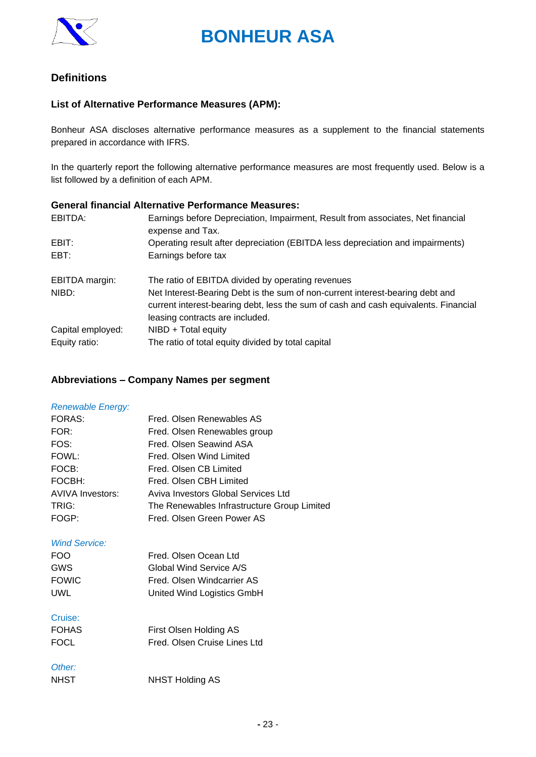## Definitions

### List of Alternative Performance Measures (APM):

Bonheur ASA discloses alternative performance measures as a supplement to the financial statements prepared in accordance with IFRS.

In the quarterly report the following alternative performance measures are most frequently used. Below is a list followed by a definition of each APM.

### General financial Alternative Performance Measures:

| | |
|---|---|
| EBITDA: | Earnings before Depreciation, Impairment, Result from associates, Net financial expense and Tax. |
| EBIT: | Operating result after depreciation (EBITDA less depreciation and impairments) |
| EBT: | Earnings before tax |
| EBITDA margin: | The ratio of EBITDA divided by operating revenues |
| NIBD: | Net Interest-Bearing Debt is the sum of non-current interest-bearing debt and current interest-bearing debt, less the sum of cash and cash equivalents. Financial leasing contracts are included. |
| Capital employed: | NIBD + Total equity |
| Equity ratio: | The ratio of total equity divided by total capital |

### Abbreviations – Company Names per segment

*Renewable Energy:*

| | |
|---|---|
| FORAS: | Fred. Olsen Renewables AS |
| FOR: | Fred. Olsen Renewables group |
| FOS: | Fred. Olsen Seawind ASA |
| FOWL: | Fred. Olsen Wind Limited |
| FOCB: | Fred. Olsen CB Limited |
| FOCBH: | Fred. Olsen CBH Limited |
| AVIVA Investors: | Aviva Investors Global Services Ltd |
| TRIG: | The Renewables Infrastructure Group Limited |
| FOGP: | Fred. Olsen Green Power AS |

*Wind Service:*

| | |
|---|---|
| FOO | Fred. Olsen Ocean Ltd |
| GWS | Global Wind Service A/S |
| FOWIC | Fred. Olsen Windcarrier AS |
| UWL | United Wind Logistics GmbH |

Cruise:

| | |
|---|---|
| FOHAS | First Olsen Holding AS |
| FOCL | Fred. Olsen Cruise Lines Ltd |

*Other:*

| | |
|---|---|
| NHST | NHST Holding AS |